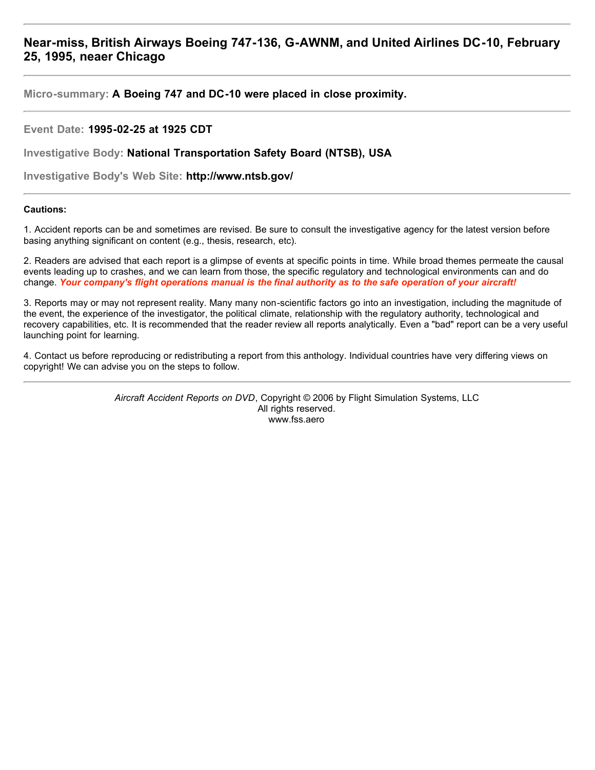# Near-miss, British Airways Boeing 747-136, G-AWNM, and United Airlines DC-10, February 25, 1995, neaer Chicago

---

**Micro-summary:** **A Boeing 747 and DC-10 were placed in close proximity.**

---

**Event Date:** **1995-02-25 at 1925 CDT**

**Investigative Body:** **National Transportation Safety Board (NTSB), USA**

**Investigative Body's Web Site:** **http://www.ntsb.gov/**

---

**Cautions:**

1. Accident reports can be and sometimes are revised. Be sure to consult the investigative agency for the latest version before basing anything significant on content (e.g., thesis, research, etc).

2. Readers are advised that each report is a glimpse of events at specific points in time. While broad themes permeate the causal events leading up to crashes, and we can learn from those, the specific regulatory and technological environments can and do change. ***Your company's flight operations manual is the final authority as to the safe operation of your aircraft!***

3. Reports may or may not represent reality. Many many non-scientific factors go into an investigation, including the magnitude of the event, the experience of the investigator, the political climate, relationship with the regulatory authority, technological and recovery capabilities, etc. It is recommended that the reader review all reports analytically. Even a "bad" report can be a very useful launching point for learning.

4. Contact us before reproducing or redistributing a report from this anthology. Individual countries have very differing views on copyright! We can advise you on the steps to follow.

---

*Aircraft Accident Reports on DVD*, Copyright © 2006 by Flight Simulation Systems, LLC
All rights reserved.
www.fss.aero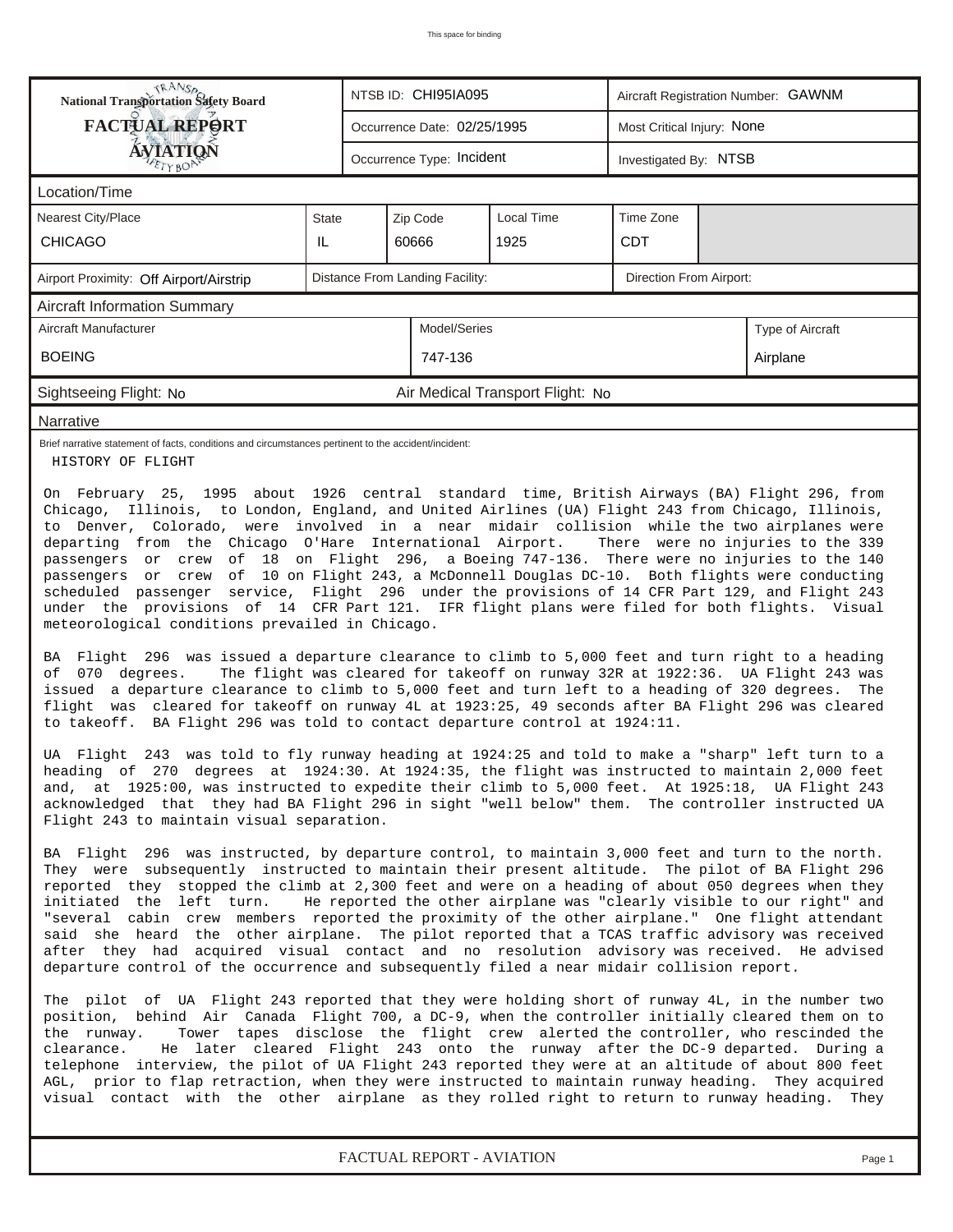"This space for binding" omitted? It's a binding note header; omit.

| National Transportation Safety Board FACTUAL REPORT AVIATION | NTSB ID: CHI95IA095 | Aircraft Registration Number: GAWNM |
|---|---|---|
| | Occurrence Date: 02/25/1995 | Most Critical Injury: None |
| | Occurrence Type: Incident | Investigated By: NTSB |

## Location/Time

| Nearest City/Place | State | Zip Code | Local Time | Time Zone |
|---|---|---|---|---|
| CHICAGO | IL | 60666 | 1925 | CDT |

| Airport Proximity: Off Airport/Airstrip | Distance From Landing Facility: | Direction From Airport: |
|---|---|---|

## Aircraft Information Summary

| Aircraft Manufacturer | Model/Series | Type of Aircraft |
|---|---|---|
| BOEING | 747-136 | Airplane |

Sightseeing Flight: No | Air Medical Transport Flight: No

## Narrative

Brief narrative statement of facts, conditions and circumstances pertinent to the accident/incident:

HISTORY OF FLIGHT

On February 25, 1995 about 1926 central standard time, British Airways (BA) Flight 296, from Chicago, Illinois, to London, England, and United Airlines (UA) Flight 243 from Chicago, Illinois, to Denver, Colorado, were involved in a near midair collision while the two airplanes were departing from the Chicago O'Hare International Airport. There were no injuries to the 339 passengers or crew of 18 on Flight 296, a Boeing 747-136. There were no injuries to the 140 passengers or crew of 10 on Flight 243, a McDonnell Douglas DC-10. Both flights were conducting scheduled passenger service, Flight 296 under the provisions of 14 CFR Part 129, and Flight 243 under the provisions of 14 CFR Part 121. IFR flight plans were filed for both flights. Visual meteorological conditions prevailed in Chicago.

BA Flight 296 was issued a departure clearance to climb to 5,000 feet and turn right to a heading of 070 degrees. The flight was cleared for takeoff on runway 32R at 1922:36. UA Flight 243 was issued a departure clearance to climb to 5,000 feet and turn left to a heading of 320 degrees. The flight was cleared for takeoff on runway 4L at 1923:25, 49 seconds after BA Flight 296 was cleared to takeoff. BA Flight 296 was told to contact departure control at 1924:11.

UA Flight 243 was told to fly runway heading at 1924:25 and told to make a "sharp" left turn to a heading of 270 degrees at 1924:30. At 1924:35, the flight was instructed to maintain 2,000 feet and, at 1925:00, was instructed to expedite their climb to 5,000 feet. At 1925:18, UA Flight 243 acknowledged that they had BA Flight 296 in sight "well below" them. The controller instructed UA Flight 243 to maintain visual separation.

BA Flight 296 was instructed, by departure control, to maintain 3,000 feet and turn to the north. They were subsequently instructed to maintain their present altitude. The pilot of BA Flight 296 reported they stopped the climb at 2,300 feet and were on a heading of about 050 degrees when they initiated the left turn. He reported the other airplane was "clearly visible to our right" and "several cabin crew members reported the proximity of the other airplane." One flight attendant said she heard the other airplane. The pilot reported that a TCAS traffic advisory was received after they had acquired visual contact and no resolution advisory was received. He advised departure control of the occurrence and subsequently filed a near midair collision report.

The pilot of UA Flight 243 reported that they were holding short of runway 4L, in the number two position, behind Air Canada Flight 700, a DC-9, when the controller initially cleared them on to the runway. Tower tapes disclose the flight crew alerted the controller, who rescinded the clearance. He later cleared Flight 243 onto the runway after the DC-9 departed. During a telephone interview, the pilot of UA Flight 243 reported they were at an altitude of about 800 feet AGL, prior to flap retraction, when they were instructed to maintain runway heading. They acquired visual contact with the other airplane as they rolled right to return to runway heading. They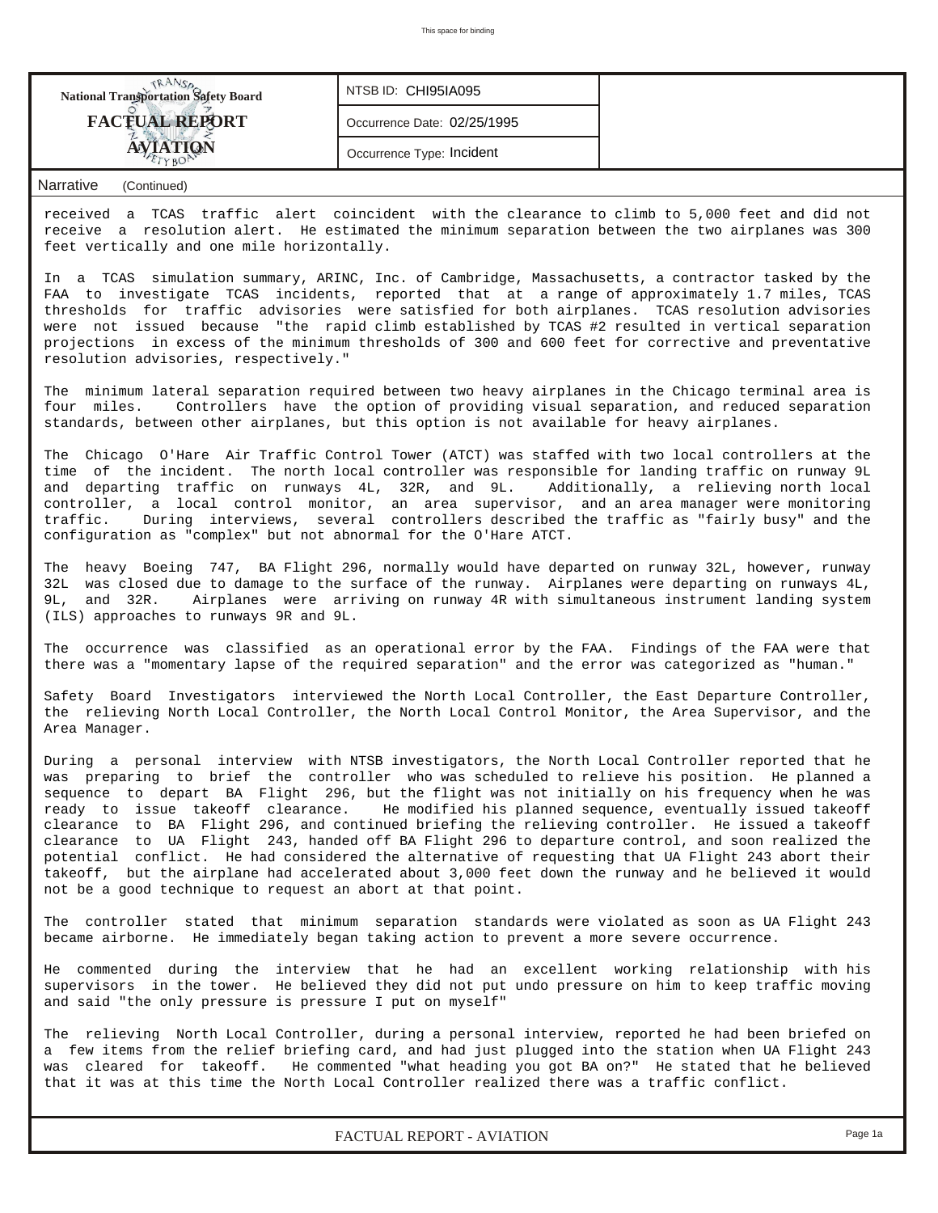| National Transportation Safety Board FACTUAL REPORT AVIATION | NTSB ID: CHI95IA095 | |
|---|---|---|
| | Occurrence Date: 02/25/1995 | |
| | Occurrence Type: Incident | |

Narrative (Continued)

received a TCAS traffic alert coincident with the clearance to climb to 5,000 feet and did not receive a resolution alert. He estimated the minimum separation between the two airplanes was 300 feet vertically and one mile horizontally.

In a TCAS simulation summary, ARINC, Inc. of Cambridge, Massachusetts, a contractor tasked by the FAA to investigate TCAS incidents, reported that at a range of approximately 1.7 miles, TCAS thresholds for traffic advisories were satisfied for both airplanes. TCAS resolution advisories were not issued because "the rapid climb established by TCAS #2 resulted in vertical separation projections in excess of the minimum thresholds of 300 and 600 feet for corrective and preventative resolution advisories, respectively."

The minimum lateral separation required between two heavy airplanes in the Chicago terminal area is four miles. Controllers have the option of providing visual separation, and reduced separation standards, between other airplanes, but this option is not available for heavy airplanes.

The Chicago O'Hare Air Traffic Control Tower (ATCT) was staffed with two local controllers at the time of the incident. The north local controller was responsible for landing traffic on runway 9L and departing traffic on runways 4L, 32R, and 9L. Additionally, a relieving north local controller, a local control monitor, an area supervisor, and an area manager were monitoring traffic. During interviews, several controllers described the traffic as "fairly busy" and the configuration as "complex" but not abnormal for the O'Hare ATCT.

The heavy Boeing 747, BA Flight 296, normally would have departed on runway 32L, however, runway 32L was closed due to damage to the surface of the runway. Airplanes were departing on runways 4L, 9L, and 32R. Airplanes were arriving on runway 4R with simultaneous instrument landing system (ILS) approaches to runways 9R and 9L.

The occurrence was classified as an operational error by the FAA. Findings of the FAA were that there was a "momentary lapse of the required separation" and the error was categorized as "human."

Safety Board Investigators interviewed the North Local Controller, the East Departure Controller, the relieving North Local Controller, the North Local Control Monitor, the Area Supervisor, and the Area Manager.

During a personal interview with NTSB investigators, the North Local Controller reported that he was preparing to brief the controller who was scheduled to relieve his position. He planned a sequence to depart BA Flight 296, but the flight was not initially on his frequency when he was ready to issue takeoff clearance. He modified his planned sequence, eventually issued takeoff clearance to BA Flight 296, and continued briefing the relieving controller. He issued a takeoff clearance to UA Flight 243, handed off BA Flight 296 to departure control, and soon realized the potential conflict. He had considered the alternative of requesting that UA Flight 243 abort their takeoff, but the airplane had accelerated about 3,000 feet down the runway and he believed it would not be a good technique to request an abort at that point.

The controller stated that minimum separation standards were violated as soon as UA Flight 243 became airborne. He immediately began taking action to prevent a more severe occurrence.

He commented during the interview that he had an excellent working relationship with his supervisors in the tower. He believed they did not put undo pressure on him to keep traffic moving and said "the only pressure is pressure I put on myself"

The relieving North Local Controller, during a personal interview, reported he had been briefed on a few items from the relief briefing card, and had just plugged into the station when UA Flight 243 was cleared for takeoff. He commented "what heading you got BA on?" He stated that he believed that it was at this time the North Local Controller realized there was a traffic conflict.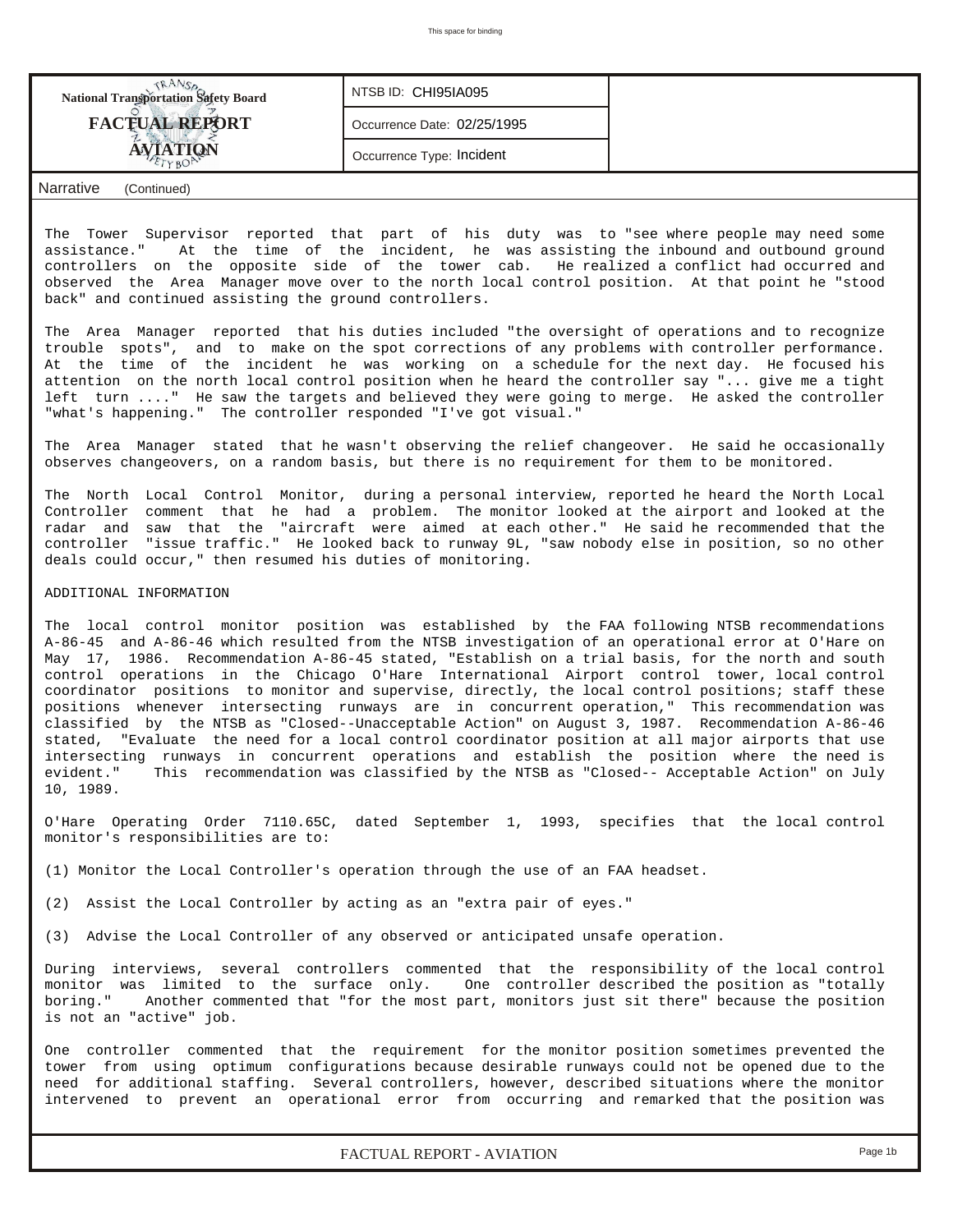Narrative (Continued)

The Tower Supervisor reported that part of his duty was to "see where people may need some assistance." At the time of the incident, he was assisting the inbound and outbound ground controllers on the opposite side of the tower cab. He realized a conflict had occurred and observed the Area Manager move over to the north local control position. At that point he "stood back" and continued assisting the ground controllers.

The Area Manager reported that his duties included "the oversight of operations and to recognize trouble spots", and to make on the spot corrections of any problems with controller performance. At the time of the incident he was working on a schedule for the next day. He focused his attention on the north local control position when he heard the controller say "... give me a tight left turn ...." He saw the targets and believed they were going to merge. He asked the controller "what's happening." The controller responded "I've got visual."

The Area Manager stated that he wasn't observing the relief changeover. He said he occasionally observes changeovers, on a random basis, but there is no requirement for them to be monitored.

The North Local Control Monitor, during a personal interview, reported he heard the North Local Controller comment that he had a problem. The monitor looked at the airport and looked at the radar and saw that the "aircraft were aimed at each other." He said he recommended that the controller "issue traffic." He looked back to runway 9L, "saw nobody else in position, so no other deals could occur," then resumed his duties of monitoring.

ADDITIONAL INFORMATION

The local control monitor position was established by the FAA following NTSB recommendations A-86-45 and A-86-46 which resulted from the NTSB investigation of an operational error at O'Hare on May 17, 1986. Recommendation A-86-45 stated, "Establish on a trial basis, for the north and south control operations in the Chicago O'Hare International Airport control tower, local control coordinator positions to monitor and supervise, directly, the local control positions; staff these positions whenever intersecting runways are in concurrent operation," This recommendation was classified by the NTSB as "Closed--Unacceptable Action" on August 3, 1987. Recommendation A-86-46 stated, "Evaluate the need for a local control coordinator position at all major airports that use intersecting runways in concurrent operations and establish the position where the need is evident." This recommendation was classified by the NTSB as "Closed-- Acceptable Action" on July 10, 1989.

O'Hare Operating Order 7110.65C, dated September 1, 1993, specifies that the local control monitor's responsibilities are to:

(1) Monitor the Local Controller's operation through the use of an FAA headset.

(2) Assist the Local Controller by acting as an "extra pair of eyes."

(3) Advise the Local Controller of any observed or anticipated unsafe operation.

During interviews, several controllers commented that the responsibility of the local control monitor was limited to the surface only. One controller described the position as "totally boring." Another commented that "for the most part, monitors just sit there" because the position is not an "active" job.

One controller commented that the requirement for the monitor position sometimes prevented the tower from using optimum configurations because desirable runways could not be opened due to the need for additional staffing. Several controllers, however, described situations where the monitor intervened to prevent an operational error from occurring and remarked that the position was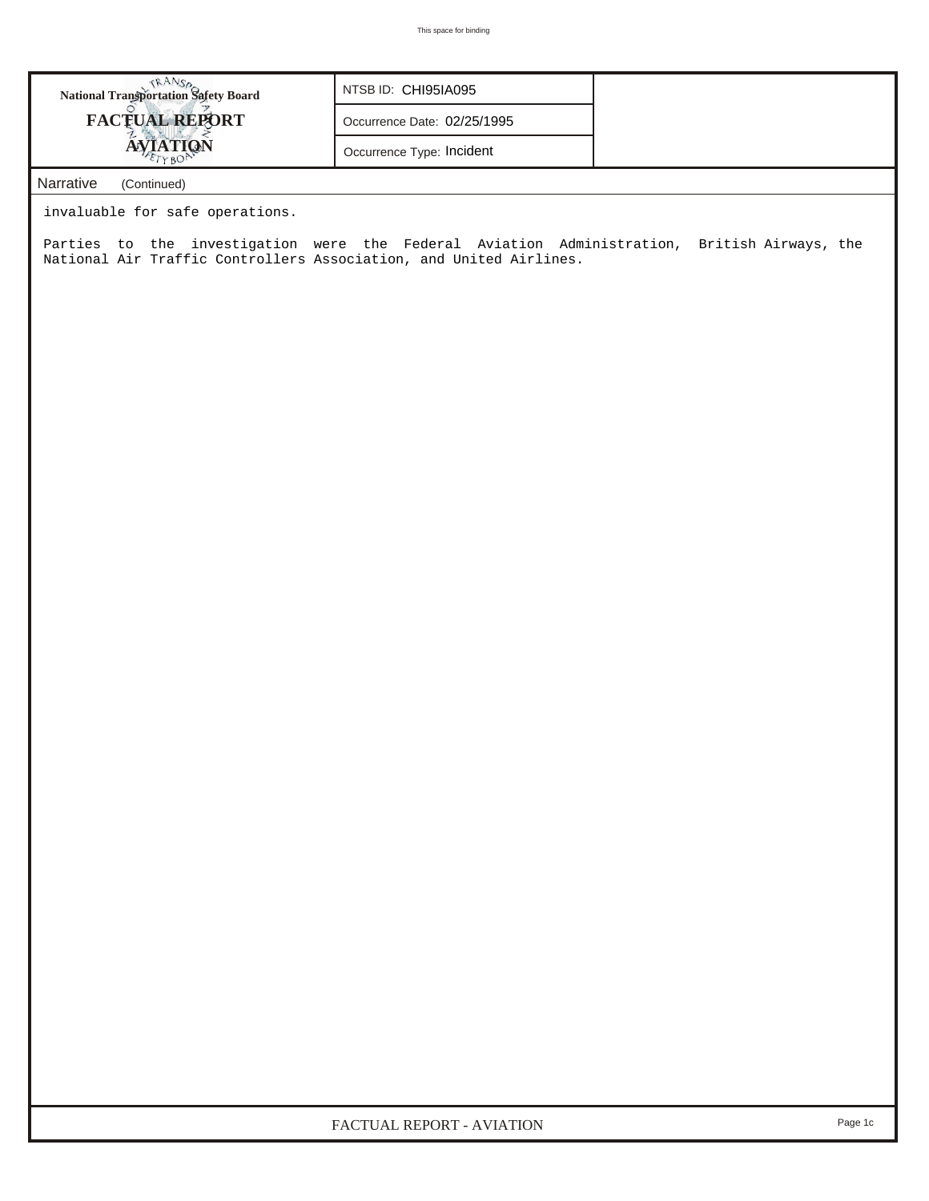**National Transportation Safety Board**
**FACTUAL REPORT**
**AVIATION**

| NTSB ID: CHI95IA095 |
|---|
| Occurrence Date: 02/25/1995 |
| Occurrence Type: Incident |

## Narrative (Continued)

invaluable for safe operations.

Parties to the investigation were the Federal Aviation Administration, British Airways, the National Air Traffic Controllers Association, and United Airlines.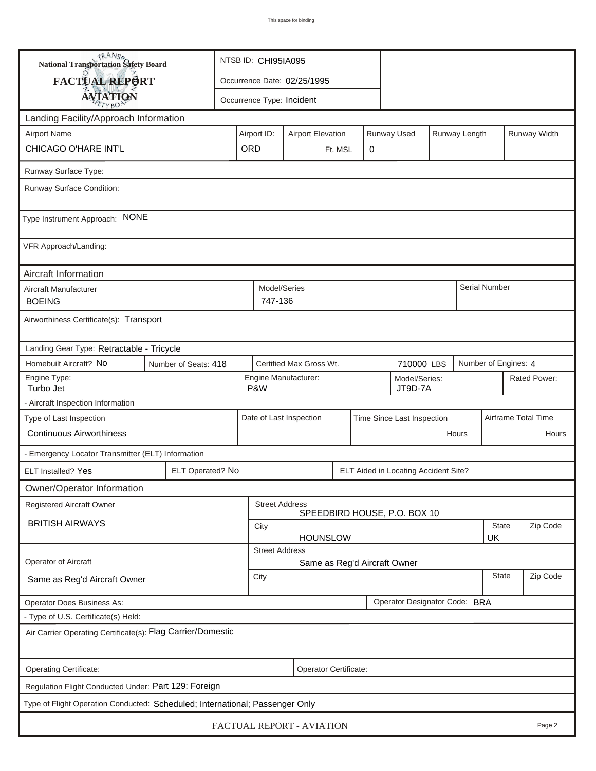# National Transportation Safety Board
# FACTUAL REPORT
# AVIATION

| | |
|---|---|
| NTSB ID: CHI95IA095 | |
| Occurrence Date: 02/25/1995 | |
| Occurrence Type: Incident | |

## Landing Facility/Approach Information

| Airport Name | Airport ID: | Airport Elevation | Runway Used | Runway Length | Runway Width |
|---|---|---|---|---|---|
| CHICAGO O'HARE INT'L | ORD | Ft. MSL | 0 | | |

Runway Surface Type:

Runway Surface Condition:

Type Instrument Approach: NONE

VFR Approach/Landing:

## Aircraft Information

| Aircraft Manufacturer | Model/Series | Serial Number |
|---|---|---|
| BOEING | 747-136 | |

Airworthiness Certificate(s): Transport

Landing Gear Type: Retractable - Tricycle

| Homebuilt Aircraft? No | Number of Seats: 418 | Certified Max Gross Wt. | 710000 LBS | Number of Engines: 4 |
|---|---|---|---|---|

| Engine Type: | Engine Manufacturer: | Model/Series: | Rated Power: |
|---|---|---|---|
| Turbo Jet | P&W | JT9D-7A | |

- Aircraft Inspection Information

| Type of Last Inspection | Date of Last Inspection | Time Since Last Inspection | Airframe Total Time |
|---|---|---|---|
| Continuous Airworthiness | | Hours | Hours |

- Emergency Locator Transmitter (ELT) Information

| ELT Installed? Yes | ELT Operated? No | ELT Aided in Locating Accident Site? |
|---|---|---|

## Owner/Operator Information

| Registered Aircraft Owner | Street Address | | |
|---|---|---|---|
| BRITISH AIRWAYS | SPEEDBIRD HOUSE, P.O. BOX 10 | | |
| | City | State | Zip Code |
| | HOUNSLOW | UK | |

| Operator of Aircraft | Street Address | | |
|---|---|---|---|
| Same as Reg'd Aircraft Owner | Same as Reg'd Aircraft Owner | | |
| | City | State | Zip Code |
| | | | |

| Operator Does Business As: | Operator Designator Code: BRA |
|---|---|

- Type of U.S. Certificate(s) Held:

Air Carrier Operating Certificate(s): Flag Carrier/Domestic

| Operating Certificate: | Operator Certificate: |
|---|---|

Regulation Flight Conducted Under: Part 129: Foreign

Type of Flight Operation Conducted: Scheduled; International; Passenger Only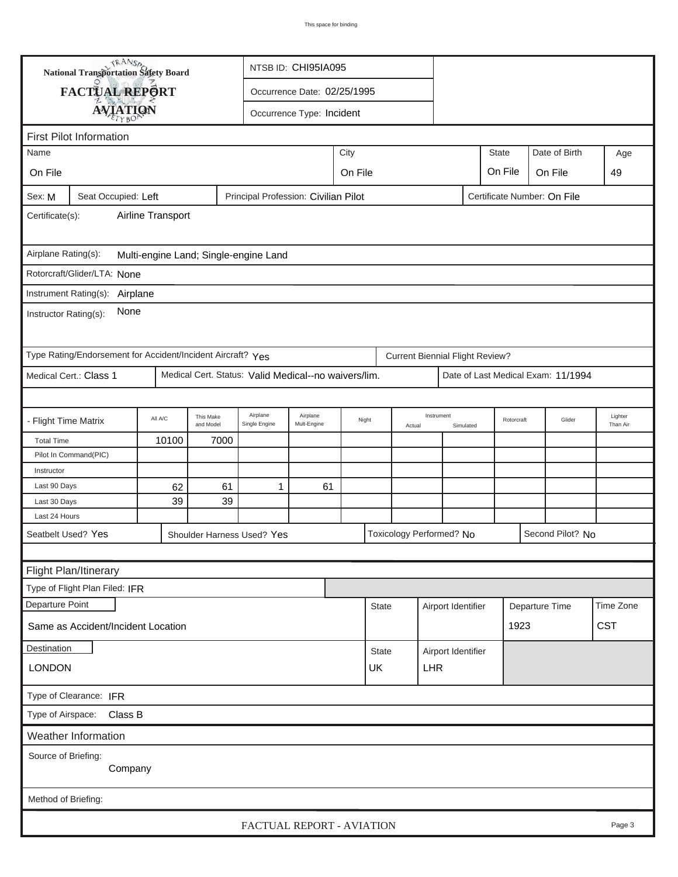This space for binding

**National Transportation Safety Board**

**FACTUAL REPORT**

**AVIATION**

NTSB ID: CHI95IA095

Occurrence Date: 02/25/1995

Occurrence Type: Incident

## First Pilot Information

| Name | City | State | Date of Birth | Age |
|---|---|---|---|---|
| On File | On File | On File | On File | 49 |

Sex: M | Seat Occupied: Left | Principal Profession: Civilian Pilot | Certificate Number: On File

Certificate(s): Airline Transport

Airplane Rating(s): Multi-engine Land; Single-engine Land

Rotorcraft/Glider/LTA: None

Instrument Rating(s): Airplane

Instructor Rating(s): None

Type Rating/Endorsement for Accident/Incident Aircraft? Yes | Current Biennial Flight Review?

Medical Cert.: Class 1 | Medical Cert. Status: Valid Medical--no waivers/lim. | Date of Last Medical Exam: 11/1994

| - Flight Time Matrix | All A/C | This Make and Model | Airplane Single Engine | Airplane Mult-Engine | Night | Instrument Actual | Instrument Simulated | Rotorcraft | Glider | Lighter Than Air |
|---|---|---|---|---|---|---|---|---|---|---|
| Total Time | 10100 | 7000 | | | | | | | | |
| Pilot In Command(PIC) | | | | | | | | | | |
| Instructor | | | | | | | | | | |
| Last 90 Days | 62 | 61 | 1 | 61 | | | | | | |
| Last 30 Days | 39 | 39 | | | | | | | | |
| Last 24 Hours | | | | | | | | | | |

Seatbelt Used? Yes | Shoulder Harness Used? Yes | Toxicology Performed? No | Second Pilot? No

## Flight Plan/Itinerary

Type of Flight Plan Filed: IFR

| Departure Point | State | Airport Identifier | Departure Time | Time Zone |
|---|---|---|---|---|
| Same as Accident/Incident Location | | | 1923 | CST |

| Destination | State | Airport Identifier |
|---|---|---|
| LONDON | UK | LHR |

Type of Clearance: IFR

Type of Airspace: Class B

## Weather Information

Source of Briefing: Company

Method of Briefing:

FACTUAL REPORT - AVIATION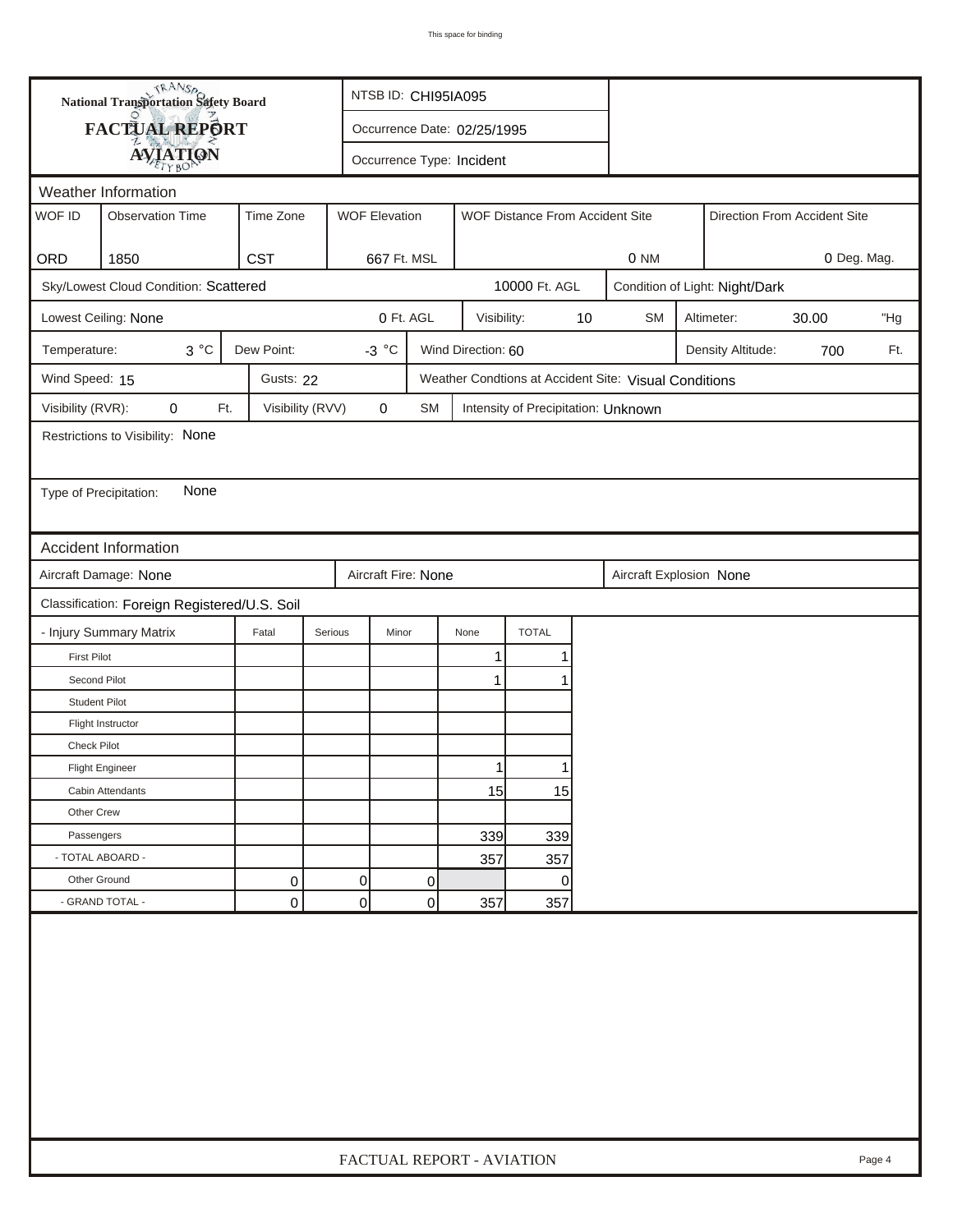**National Transportation Safety Board**
**FACTUAL REPORT**
**AVIATION**

NTSB ID: CHI95IA095

Occurrence Date: 02/25/1995

Occurrence Type: Incident

## Weather Information

| WOF ID | Observation Time | Time Zone | WOF Elevation | WOF Distance From Accident Site | Direction From Accident Site |
|---|---|---|---|---|---|
| ORD | 1850 | CST | 667 Ft. MSL | 0 NM | 0 Deg. Mag. |

Sky/Lowest Cloud Condition: Scattered — 10000 Ft. AGL

Condition of Light: Night/Dark

Lowest Ceiling: None — 0 Ft. AGL

Visibility: 10 SM

Altimeter: 30.00 "Hg

Temperature: 3 °C

Dew Point: -3 °C

Wind Direction: 60

Density Altitude: 700 Ft.

Wind Speed: 15

Gusts: 22

Weather Condtions at Accident Site: Visual Conditions

Visibility (RVR): 0 Ft.

Visibility (RVV): 0 SM

Intensity of Precipitation: Unknown

Restrictions to Visibility: None

Type of Precipitation: None

## Accident Information

Aircraft Damage: None

Aircraft Fire: None

Aircraft Explosion: None

Classification: Foreign Registered/U.S. Soil

| - Injury Summary Matrix | Fatal | Serious | Minor | None | TOTAL |
|---|---|---|---|---|---|
| First Pilot | | | | 1 | 1 |
| Second Pilot | | | | 1 | 1 |
| Student Pilot | | | | | |
| Flight Instructor | | | | | |
| Check Pilot | | | | | |
| Flight Engineer | | | | 1 | 1 |
| Cabin Attendants | | | | 15 | 15 |
| Other Crew | | | | | |
| Passengers | | | | 339 | 339 |
| - TOTAL ABOARD - | | | | 357 | 357 |
| Other Ground | 0 | 0 | 0 | | 0 |
| - GRAND TOTAL - | 0 | 0 | 0 | 357 | 357 |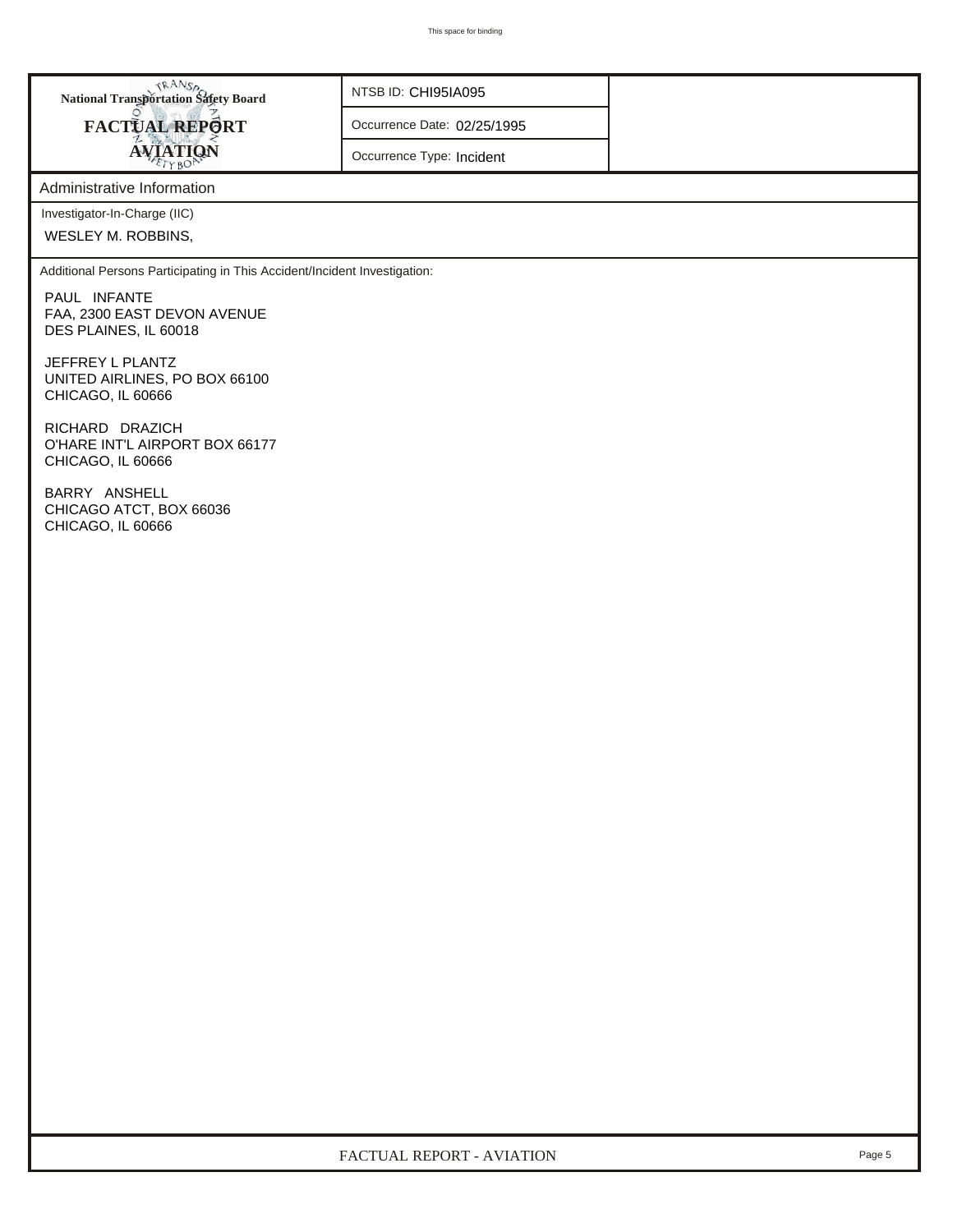National Transportation Safety Board

**FACTUAL REPORT**

**AVIATION**

| | |
|---|---|
| NTSB ID: CHI95IA095 | |
| Occurrence Date: 02/25/1995 | |
| Occurrence Type: Incident | |

## Administrative Information

Investigator-In-Charge (IIC)

WESLEY M. ROBBINS,

Additional Persons Participating in This Accident/Incident Investigation:

PAUL INFANTE
FAA, 2300 EAST DEVON AVENUE
DES PLAINES, IL 60018

JEFFREY L PLANTZ
UNITED AIRLINES, PO BOX 66100
CHICAGO, IL 60666

RICHARD DRAZICH
O'HARE INT'L AIRPORT BOX 66177
CHICAGO, IL 60666

BARRY ANSHELL
CHICAGO ATCT, BOX 66036
CHICAGO, IL 60666